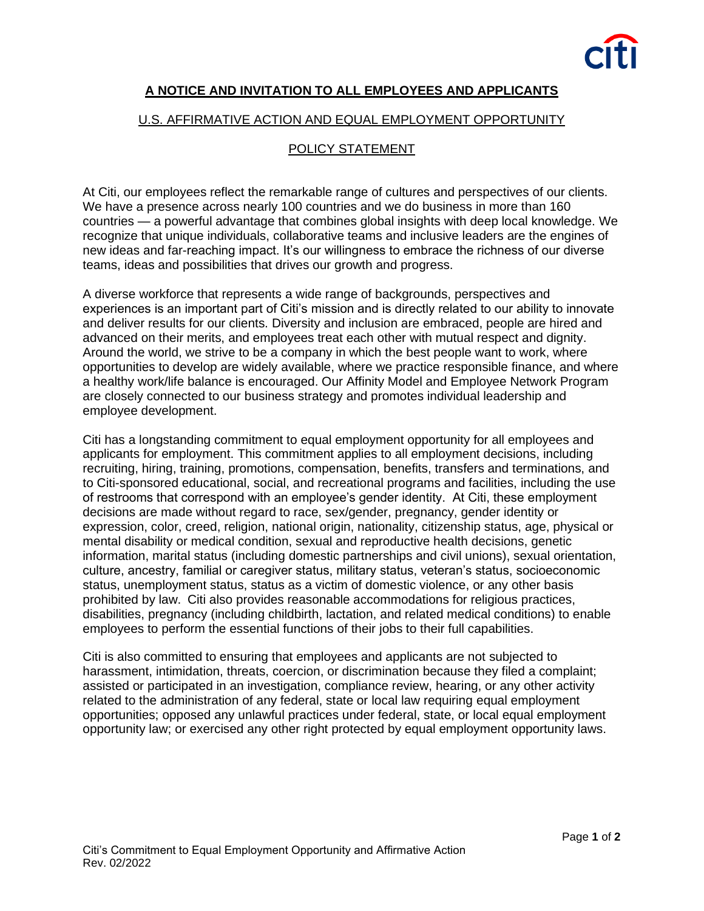## A NOTICE AND INVITATION TO ALL EMPLOYEES AND APPLICANTS

### U.S. AFFIRMATIVE ACTION AND EQUAL EMPLOYMENT OPPORTUNITY

### POLICY STATEMENT

At Citi, our employees reflect the remarkable range of cultures and perspectives of our clients. We have a presence across nearly 100 countries and we do business in more than 160 countries — a powerful advantage that combines global insights with deep local knowledge. We recognize that unique individuals, collaborative teams and inclusive leaders are the engines of new ideas and far-reaching impact. It's our willingness to embrace the richness of our diverse teams, ideas and possibilities that drives our growth and progress.

A diverse workforce that represents a wide range of backgrounds, perspectives and experiences is an important part of Citi's mission and is directly related to our ability to innovate and deliver results for our clients. Diversity and inclusion are embraced, people are hired and advanced on their merits, and employees treat each other with mutual respect and dignity. Around the world, we strive to be a company in which the best people want to work, where opportunities to develop are widely available, where we practice responsible finance, and where a healthy work/life balance is encouraged. Our Affinity Model and Employee Network Program are closely connected to our business strategy and promotes individual leadership and employee development.

Citi has a longstanding commitment to equal employment opportunity for all employees and applicants for employment. This commitment applies to all employment decisions, including recruiting, hiring, training, promotions, compensation, benefits, transfers and terminations, and to Citi-sponsored educational, social, and recreational programs and facilities, including the use of restrooms that correspond with an employee's gender identity. At Citi, these employment decisions are made without regard to race, sex/gender, pregnancy, gender identity or expression, color, creed, religion, national origin, nationality, citizenship status, age, physical or mental disability or medical condition, sexual and reproductive health decisions, genetic information, marital status (including domestic partnerships and civil unions), sexual orientation, culture, ancestry, familial or caregiver status, military status, veteran's status, socioeconomic status, unemployment status, status as a victim of domestic violence, or any other basis prohibited by law. Citi also provides reasonable accommodations for religious practices, disabilities, pregnancy (including childbirth, lactation, and related medical conditions) to enable employees to perform the essential functions of their jobs to their full capabilities.

Citi is also committed to ensuring that employees and applicants are not subjected to harassment, intimidation, threats, coercion, or discrimination because they filed a complaint; assisted or participated in an investigation, compliance review, hearing, or any other activity related to the administration of any federal, state or local law requiring equal employment opportunities; opposed any unlawful practices under federal, state, or local equal employment opportunity law; or exercised any other right protected by equal employment opportunity laws.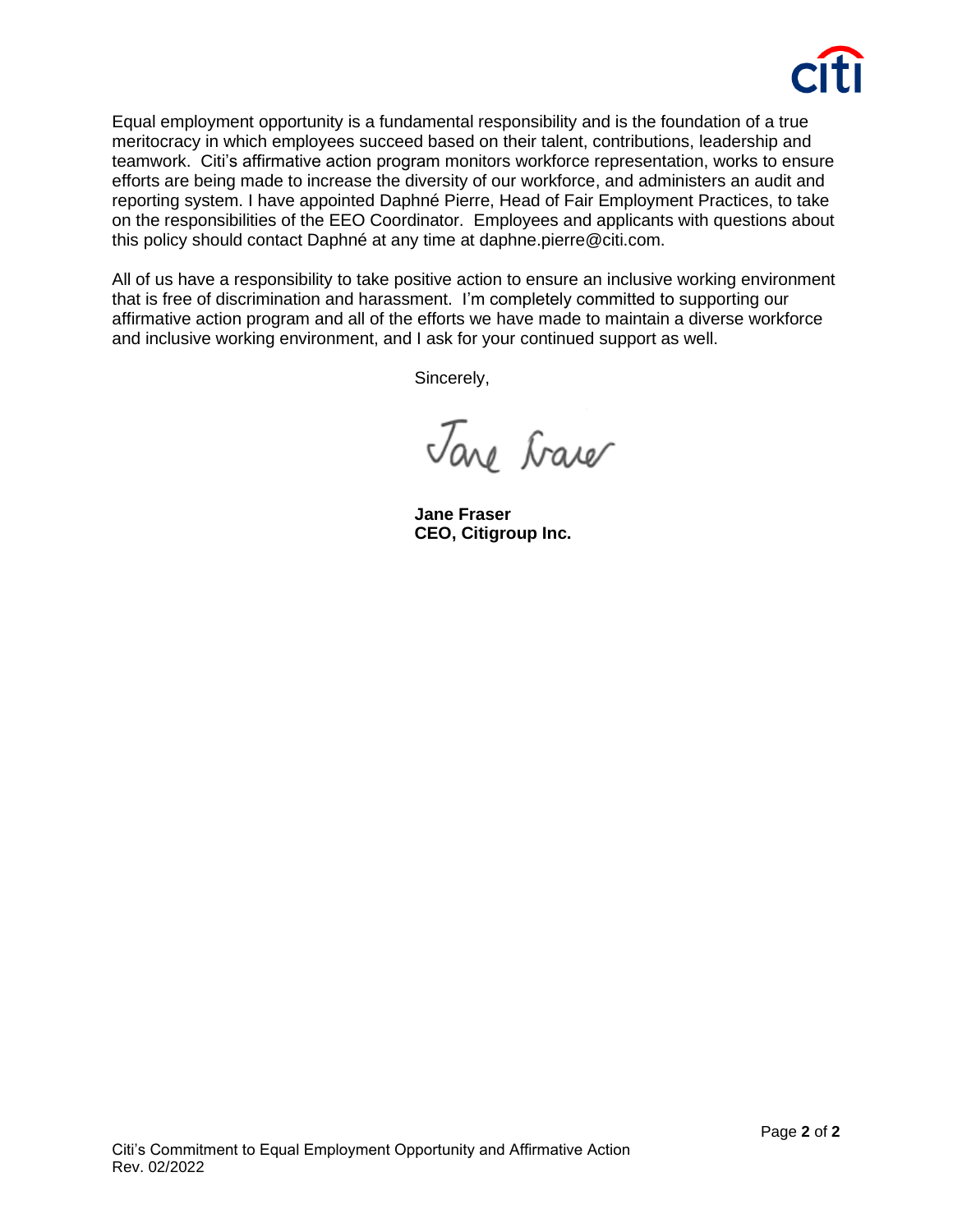Equal employment opportunity is a fundamental responsibility and is the foundation of a true meritocracy in which employees succeed based on their talent, contributions, leadership and teamwork. Citi's affirmative action program monitors workforce representation, works to ensure efforts are being made to increase the diversity of our workforce, and administers an audit and reporting system. I have appointed Daphné Pierre, Head of Fair Employment Practices, to take on the responsibilities of the EEO Coordinator. Employees and applicants with questions about this policy should contact Daphné at any time at daphne.pierre@citi.com.

All of us have a responsibility to take positive action to ensure an inclusive working environment that is free of discrimination and harassment. I'm completely committed to supporting our affirmative action program and all of the efforts we have made to maintain a diverse workforce and inclusive working environment, and I ask for your continued support as well.

Sincerely,

Jane Fraser

**Jane Fraser**
**CEO, Citigroup Inc.**